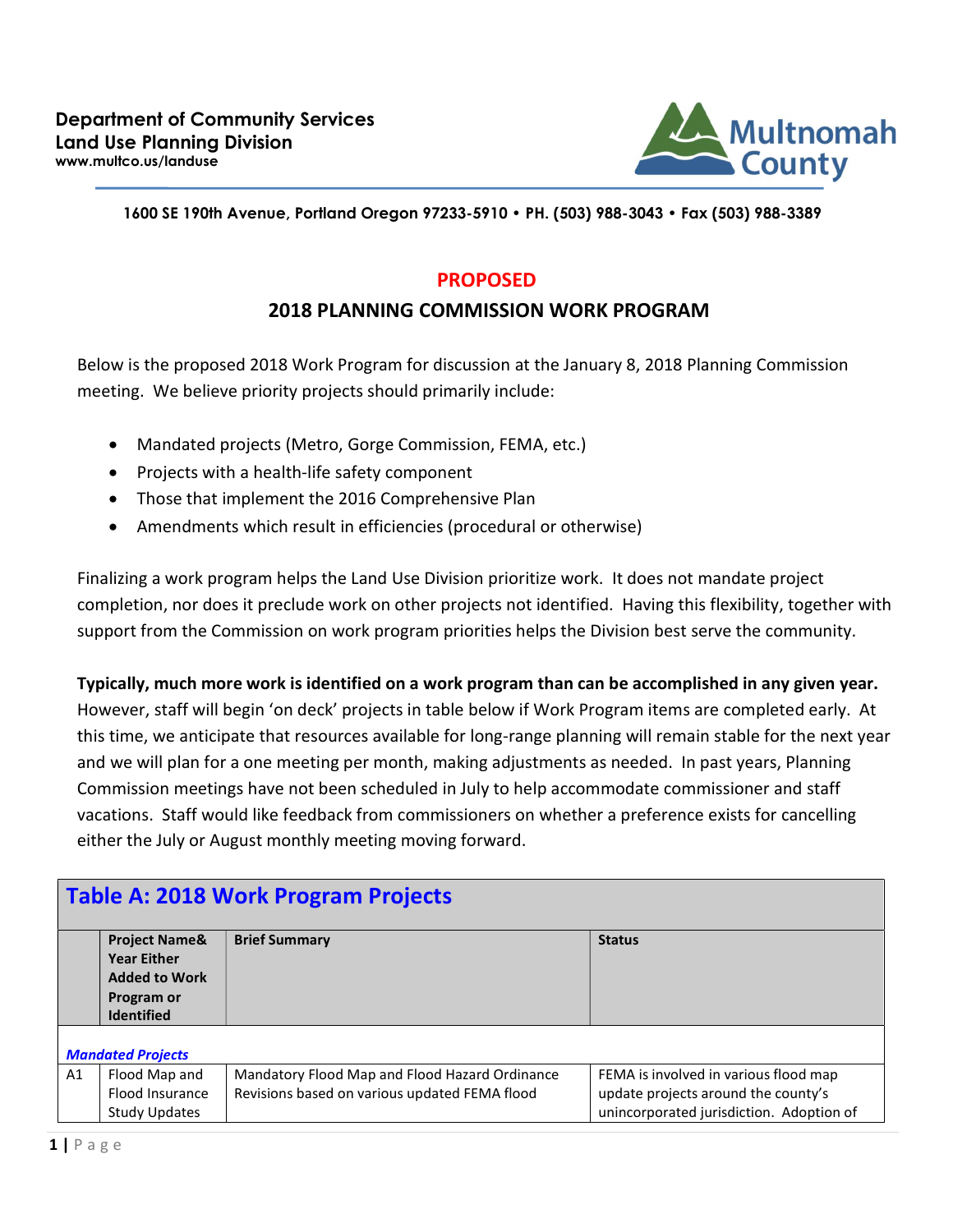**Department of Community Services**
**Land Use Planning Division**
**www.multco.us/landuse**

Multnomah County

**1600 SE 190th Avenue, Portland Oregon 97233-5910 • PH. (503) 988-3043 • Fax (503) 988-3389**

## PROPOSED

## 2018 PLANNING COMMISSION WORK PROGRAM

Below is the proposed 2018 Work Program for discussion at the January 8, 2018 Planning Commission meeting. We believe priority projects should primarily include:

- Mandated projects (Metro, Gorge Commission, FEMA, etc.)
- Projects with a health-life safety component
- Those that implement the 2016 Comprehensive Plan
- Amendments which result in efficiencies (procedural or otherwise)

Finalizing a work program helps the Land Use Division prioritize work. It does not mandate project completion, nor does it preclude work on other projects not identified. Having this flexibility, together with support from the Commission on work program priorities helps the Division best serve the community.

**Typically, much more work is identified on a work program than can be accomplished in any given year.** However, staff will begin 'on deck' projects in table below if Work Program items are completed early. At this time, we anticipate that resources available for long-range planning will remain stable for the next year and we will plan for a one meeting per month, making adjustments as needed. In past years, Planning Commission meetings have not been scheduled in July to help accommodate commissioner and staff vacations. Staff would like feedback from commissioners on whether a preference exists for cancelling either the July or August monthly meeting moving forward.

### Table A: 2018 Work Program Projects

| | Project Name& Year Either Added to Work Program or Identified | Brief Summary | Status |
|---|---|---|---|
| ***Mandated Projects*** | | | |
| A1 | Flood Map and Flood Insurance Study Updates | Mandatory Flood Map and Flood Hazard Ordinance Revisions based on various updated FEMA flood | FEMA is involved in various flood map update projects around the county's unincorporated jurisdiction. Adoption of |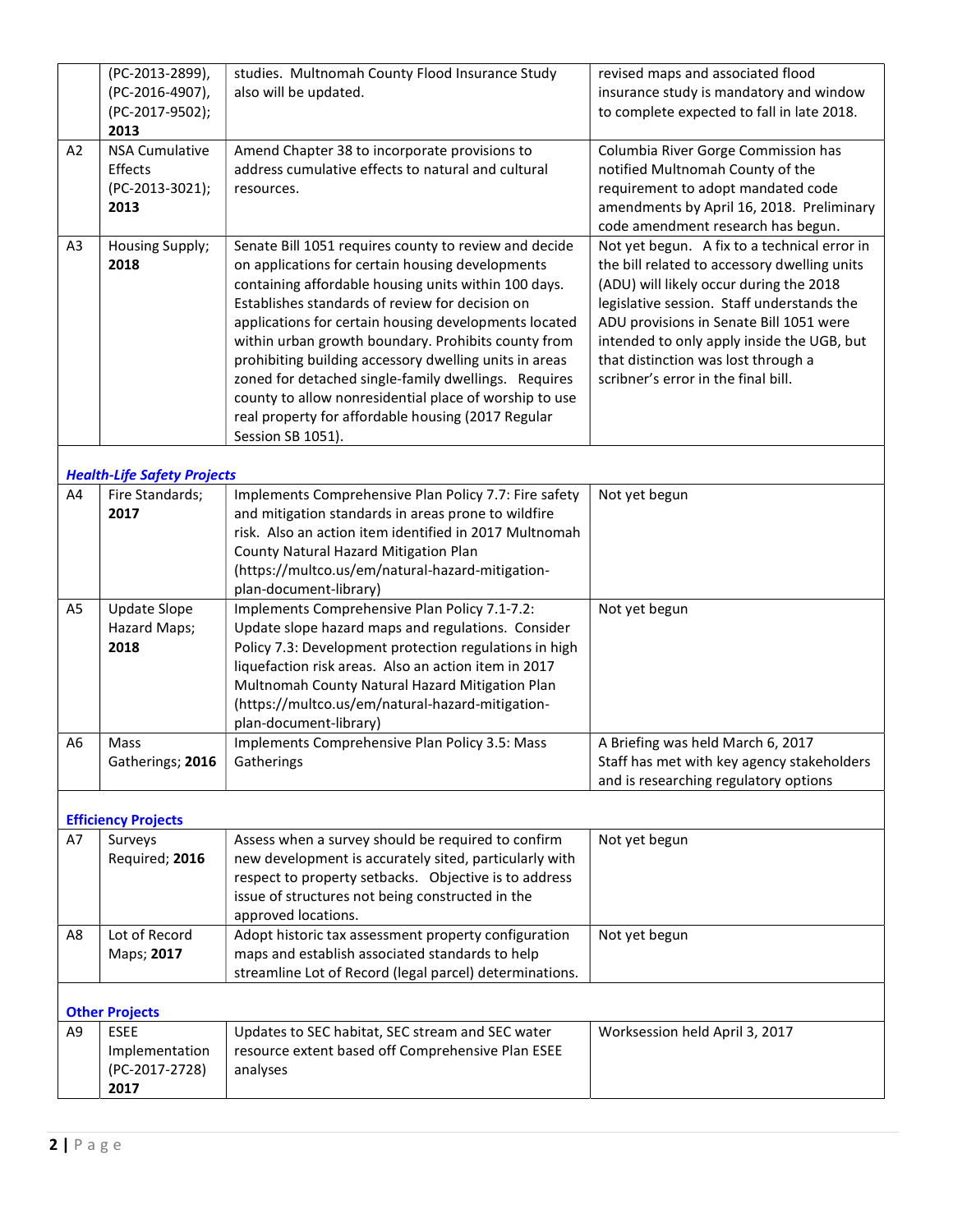| | | | |
|---|---|---|---|
| | (PC-2013-2899), (PC-2016-4907), (PC-2017-9502); **2013** | studies. Multnomah County Flood Insurance Study also will be updated. | revised maps and associated flood insurance study is mandatory and window to complete expected to fall in late 2018. |
| A2 | NSA Cumulative Effects (PC-2013-3021); **2013** | Amend Chapter 38 to incorporate provisions to address cumulative effects to natural and cultural resources. | Columbia River Gorge Commission has notified Multnomah County of the requirement to adopt mandated code amendments by April 16, 2018. Preliminary code amendment research has begun. |
| A3 | Housing Supply; **2018** | Senate Bill 1051 requires county to review and decide on applications for certain housing developments containing affordable housing units within 100 days. Establishes standards of review for decision on applications for certain housing developments located within urban growth boundary. Prohibits county from prohibiting building accessory dwelling units in areas zoned for detached single-family dwellings. Requires county to allow nonresidential place of worship to use real property for affordable housing (2017 Regular Session SB 1051). | Not yet begun. A fix to a technical error in the bill related to accessory dwelling units (ADU) will likely occur during the 2018 legislative session. Staff understands the ADU provisions in Senate Bill 1051 were intended to only apply inside the UGB, but that distinction was lost through a scribner's error in the final bill. |
| ***Health-Life Safety Projects*** | | | |
| A4 | Fire Standards; **2017** | Implements Comprehensive Plan Policy 7.7: Fire safety and mitigation standards in areas prone to wildfire risk. Also an action item identified in 2017 Multnomah County Natural Hazard Mitigation Plan (https://multco.us/em/natural-hazard-mitigation-plan-document-library) | Not yet begun |
| A5 | Update Slope Hazard Maps; **2018** | Implements Comprehensive Plan Policy 7.1-7.2: Update slope hazard maps and regulations. Consider Policy 7.3: Development protection regulations in high liquefaction risk areas. Also an action item in 2017 Multnomah County Natural Hazard Mitigation Plan (https://multco.us/em/natural-hazard-mitigation-plan-document-library) | Not yet begun |
| A6 | Mass Gatherings; **2016** | Implements Comprehensive Plan Policy 3.5: Mass Gatherings | A Briefing was held March 6, 2017 Staff has met with key agency stakeholders and is researching regulatory options |
| **Efficiency Projects** | | | |
| A7 | Surveys Required; **2016** | Assess when a survey should be required to confirm new development is accurately sited, particularly with respect to property setbacks. Objective is to address issue of structures not being constructed in the approved locations. | Not yet begun |
| A8 | Lot of Record Maps; **2017** | Adopt historic tax assessment property configuration maps and establish associated standards to help streamline Lot of Record (legal parcel) determinations. | Not yet begun |
| **Other Projects** | | | |
| A9 | ESEE Implementation (PC-2017-2728) **2017** | Updates to SEC habitat, SEC stream and SEC water resource extent based off Comprehensive Plan ESEE analyses | Worksession held April 3, 2017 |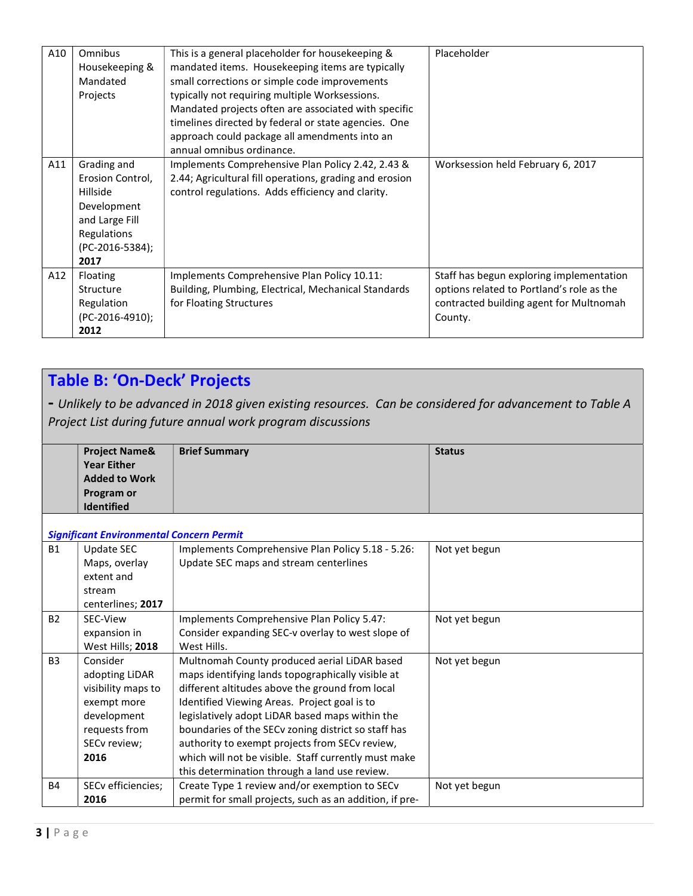| | | | |
|---|---|---|---|
| A10 | Omnibus Housekeeping & Mandated Projects | This is a general placeholder for housekeeping & mandated items. Housekeeping items are typically small corrections or simple code improvements typically not requiring multiple Worksessions. Mandated projects often are associated with specific timelines directed by federal or state agencies. One approach could package all amendments into an annual omnibus ordinance. | Placeholder |
| A11 | Grading and Erosion Control, Hillside Development and Large Fill Regulations (PC-2016-5384); **2017** | Implements Comprehensive Plan Policy 2.42, 2.43 & 2.44; Agricultural fill operations, grading and erosion control regulations. Adds efficiency and clarity. | Worksession held February 6, 2017 |
| A12 | Floating Structure Regulation (PC-2016-4910); **2012** | Implements Comprehensive Plan Policy 10.11: Building, Plumbing, Electrical, Mechanical Standards for Floating Structures | Staff has begun exploring implementation options related to Portland's role as the contracted building agent for Multnomah County. |

## Table B: 'On-Deck' Projects

**-** *Unlikely to be advanced in 2018 given existing resources. Can be considered for advancement to Table A Project List during future annual work program discussions*

| | Project Name& Year Either Added to Work Program or Identified | Brief Summary | Status |
|---|---|---|---|
| ***Significant Environmental Concern Permit*** | | | |
| B1 | Update SEC Maps, overlay extent and stream centerlines; **2017** | Implements Comprehensive Plan Policy 5.18 - 5.26: Update SEC maps and stream centerlines | Not yet begun |
| B2 | SEC-View expansion in West Hills; **2018** | Implements Comprehensive Plan Policy 5.47: Consider expanding SEC-v overlay to west slope of West Hills. | Not yet begun |
| B3 | Consider adopting LiDAR visibility maps to exempt more development requests from SECv review; **2016** | Multnomah County produced aerial LiDAR based maps identifying lands topographically visible at different altitudes above the ground from local Identified Viewing Areas. Project goal is to legislatively adopt LiDAR based maps within the boundaries of the SECv zoning district so staff has authority to exempt projects from SECv review, which will not be visible. Staff currently must make this determination through a land use review. | Not yet begun |
| B4 | SECv efficiencies; **2016** | Create Type 1 review and/or exemption to SECv permit for small projects, such as an addition, if pre- | Not yet begun |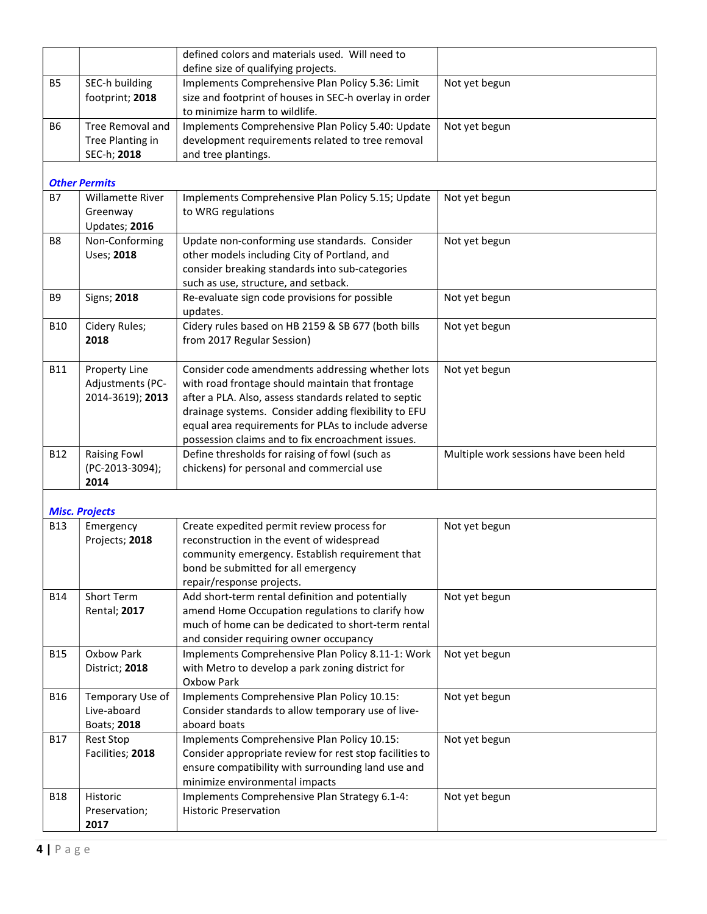| | | | |
|---|---|---|---|
| | | defined colors and materials used. Will need to define size of qualifying projects. | |
| B5 | SEC-h building footprint; **2018** | Implements Comprehensive Plan Policy 5.36: Limit size and footprint of houses in SEC-h overlay in order to minimize harm to wildlife. | Not yet begun |
| B6 | Tree Removal and Tree Planting in SEC-h; **2018** | Implements Comprehensive Plan Policy 5.40: Update development requirements related to tree removal and tree plantings. | Not yet begun |
| ***Other Permits*** | | | |
| B7 | Willamette River Greenway Updates; **2016** | Implements Comprehensive Plan Policy 5.15; Update to WRG regulations | Not yet begun |
| B8 | Non-Conforming Uses; **2018** | Update non-conforming use standards. Consider other models including City of Portland, and consider breaking standards into sub-categories such as use, structure, and setback. | Not yet begun |
| B9 | Signs; **2018** | Re-evaluate sign code provisions for possible updates. | Not yet begun |
| B10 | Cidery Rules; **2018** | Cidery rules based on HB 2159 & SB 677 (both bills from 2017 Regular Session) | Not yet begun |
| B11 | Property Line Adjustments (PC-2014-3619); **2013** | Consider code amendments addressing whether lots with road frontage should maintain that frontage after a PLA. Also, assess standards related to septic drainage systems. Consider adding flexibility to EFU equal area requirements for PLAs to include adverse possession claims and to fix encroachment issues. | Not yet begun |
| B12 | Raising Fowl (PC-2013-3094); **2014** | Define thresholds for raising of fowl (such as chickens) for personal and commercial use | Multiple work sessions have been held |
| ***Misc. Projects*** | | | |
| B13 | Emergency Projects; **2018** | Create expedited permit review process for reconstruction in the event of widespread community emergency. Establish requirement that bond be submitted for all emergency repair/response projects. | Not yet begun |
| B14 | Short Term Rental; **2017** | Add short-term rental definition and potentially amend Home Occupation regulations to clarify how much of home can be dedicated to short-term rental and consider requiring owner occupancy | Not yet begun |
| B15 | Oxbow Park District; **2018** | Implements Comprehensive Plan Policy 8.11-1: Work with Metro to develop a park zoning district for Oxbow Park | Not yet begun |
| B16 | Temporary Use of Live-aboard Boats; **2018** | Implements Comprehensive Plan Policy 10.15: Consider standards to allow temporary use of live-aboard boats | Not yet begun |
| B17 | Rest Stop Facilities; **2018** | Implements Comprehensive Plan Policy 10.15: Consider appropriate review for rest stop facilities to ensure compatibility with surrounding land use and minimize environmental impacts | Not yet begun |
| B18 | Historic Preservation; **2017** | Implements Comprehensive Plan Strategy 6.1-4: Historic Preservation | Not yet begun |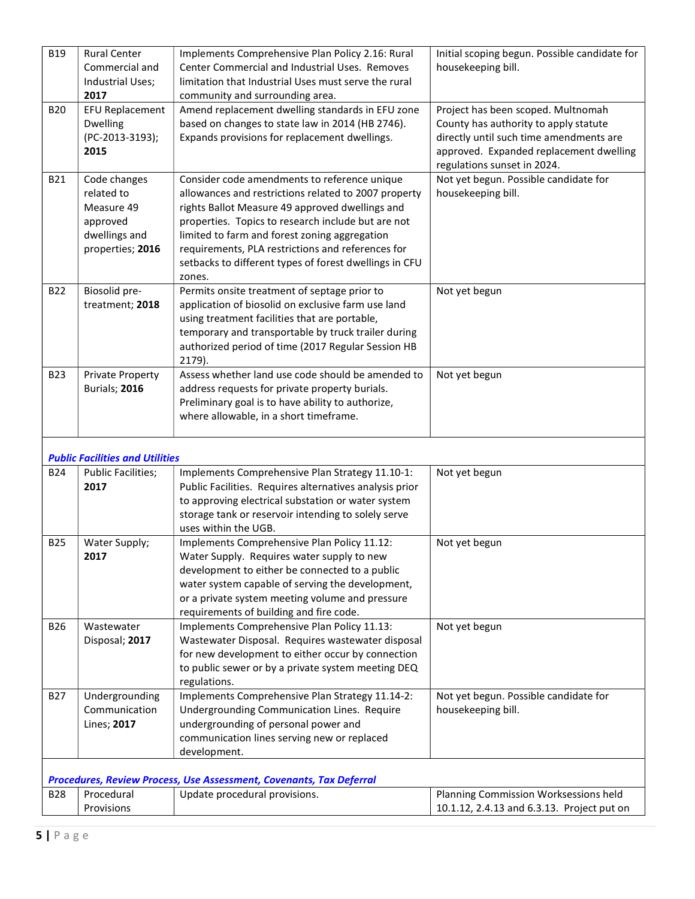| | | | |
|---|---|---|---|
| B19 | Rural Center Commercial and Industrial Uses; **2017** | Implements Comprehensive Plan Policy 2.16: Rural Center Commercial and Industrial Uses. Removes limitation that Industrial Uses must serve the rural community and surrounding area. | Initial scoping begun. Possible candidate for housekeeping bill. |
| B20 | EFU Replacement Dwelling (PC-2013-3193); **2015** | Amend replacement dwelling standards in EFU zone based on changes to state law in 2014 (HB 2746). Expands provisions for replacement dwellings. | Project has been scoped. Multnomah County has authority to apply statute directly until such time amendments are approved. Expanded replacement dwelling regulations sunset in 2024. |
| B21 | Code changes related to Measure 49 approved dwellings and properties; **2016** | Consider code amendments to reference unique allowances and restrictions related to 2007 property rights Ballot Measure 49 approved dwellings and properties. Topics to research include but are not limited to farm and forest zoning aggregation requirements, PLA restrictions and references for setbacks to different types of forest dwellings in CFU zones. | Not yet begun. Possible candidate for housekeeping bill. |
| B22 | Biosolid pre-treatment; **2018** | Permits onsite treatment of septage prior to application of biosolid on exclusive farm use land using treatment facilities that are portable, temporary and transportable by truck trailer during authorized period of time (2017 Regular Session HB 2179). | Not yet begun |
| B23 | Private Property Burials; **2016** | Assess whether land use code should be amended to address requests for private property burials. Preliminary goal is to have ability to authorize, where allowable, in a short timeframe. | Not yet begun |
| ***Public Facilities and Utilities*** | | | |
| B24 | Public Facilities; **2017** | Implements Comprehensive Plan Strategy 11.10-1: Public Facilities. Requires alternatives analysis prior to approving electrical substation or water system storage tank or reservoir intending to solely serve uses within the UGB. | Not yet begun |
| B25 | Water Supply; **2017** | Implements Comprehensive Plan Policy 11.12: Water Supply. Requires water supply to new development to either be connected to a public water system capable of serving the development, or a private system meeting volume and pressure requirements of building and fire code. | Not yet begun |
| B26 | Wastewater Disposal; **2017** | Implements Comprehensive Plan Policy 11.13: Wastewater Disposal. Requires wastewater disposal for new development to either occur by connection to public sewer or by a private system meeting DEQ regulations. | Not yet begun |
| B27 | Undergrounding Communication Lines; **2017** | Implements Comprehensive Plan Strategy 11.14-2: Undergrounding Communication Lines. Require undergrounding of personal power and communication lines serving new or replaced development. | Not yet begun. Possible candidate for housekeeping bill. |
| ***Procedures, Review Process, Use Assessment, Covenants, Tax Deferral*** | | | |
| B28 | Procedural Provisions | Update procedural provisions. | Planning Commission Worksessions held 10.1.12, 2.4.13 and 6.3.13. Project put on |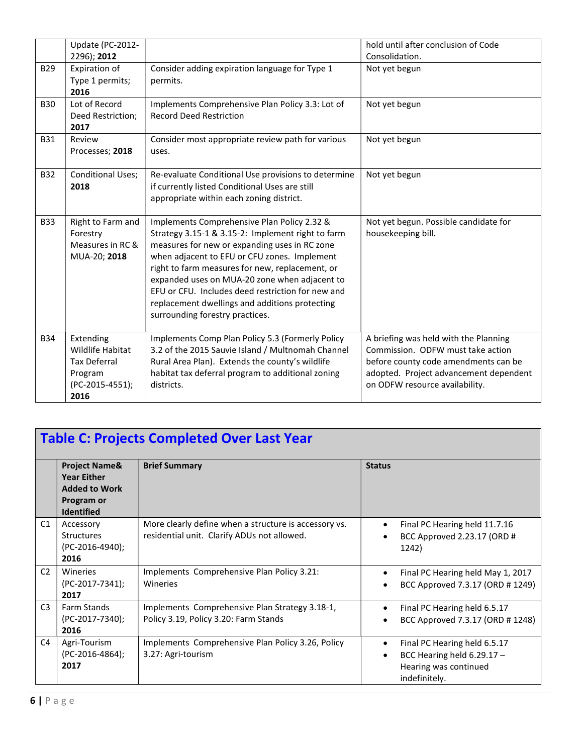| | Update (PC-2012-2296); **2012** | | hold until after conclusion of Code Consolidation. |
|---|---|---|---|
| B29 | Expiration of Type 1 permits; **2016** | Consider adding expiration language for Type 1 permits. | Not yet begun |
| B30 | Lot of Record Deed Restriction; **2017** | Implements Comprehensive Plan Policy 3.3: Lot of Record Deed Restriction | Not yet begun |
| B31 | Review Processes; **2018** | Consider most appropriate review path for various uses. | Not yet begun |
| B32 | Conditional Uses; **2018** | Re-evaluate Conditional Use provisions to determine if currently listed Conditional Uses are still appropriate within each zoning district. | Not yet begun |
| B33 | Right to Farm and Forestry Measures in RC & MUA-20; **2018** | Implements Comprehensive Plan Policy 2.32 & Strategy 3.15-1 & 3.15-2: Implement right to farm measures for new or expanding uses in RC zone when adjacent to EFU or CFU zones. Implement right to farm measures for new, replacement, or expanded uses on MUA-20 zone when adjacent to EFU or CFU. Includes deed restriction for new and replacement dwellings and additions protecting surrounding forestry practices. | Not yet begun. Possible candidate for housekeeping bill. |
| B34 | Extending Wildlife Habitat Tax Deferral Program (PC-2015-4551); **2016** | Implements Comp Plan Policy 5.3 (Formerly Policy 3.2 of the 2015 Sauvie Island / Multnomah Channel Rural Area Plan). Extends the county's wildlife habitat tax deferral program to additional zoning districts. | A briefing was held with the Planning Commission. ODFW must take action before county code amendments can be adopted. Project advancement dependent on ODFW resource availability. |

## Table C: Projects Completed Over Last Year

| | **Project Name& Year Either Added to Work Program or Identified** | **Brief Summary** | **Status** |
|---|---|---|---|
| C1 | Accessory Structures (PC-2016-4940); **2016** | More clearly define when a structure is accessory vs. residential unit. Clarify ADUs not allowed. | • Final PC Hearing held 11.7.16<br>• BCC Approved 2.23.17 (ORD # 1242) |
| C2 | Wineries (PC-2017-7341); **2017** | Implements Comprehensive Plan Policy 3.21: Wineries | • Final PC Hearing held May 1, 2017<br>• BCC Approved 7.3.17 (ORD # 1249) |
| C3 | Farm Stands (PC-2017-7340); **2016** | Implements Comprehensive Plan Strategy 3.18-1, Policy 3.19, Policy 3.20: Farm Stands | • Final PC Hearing held 6.5.17<br>• BCC Approved 7.3.17 (ORD # 1248) |
| C4 | Agri-Tourism (PC-2016-4864); **2017** | Implements Comprehensive Plan Policy 3.26, Policy 3.27: Agri-tourism | • Final PC Hearing held 6.5.17<br>• BCC Hearing held 6.29.17 – Hearing was continued indefinitely. |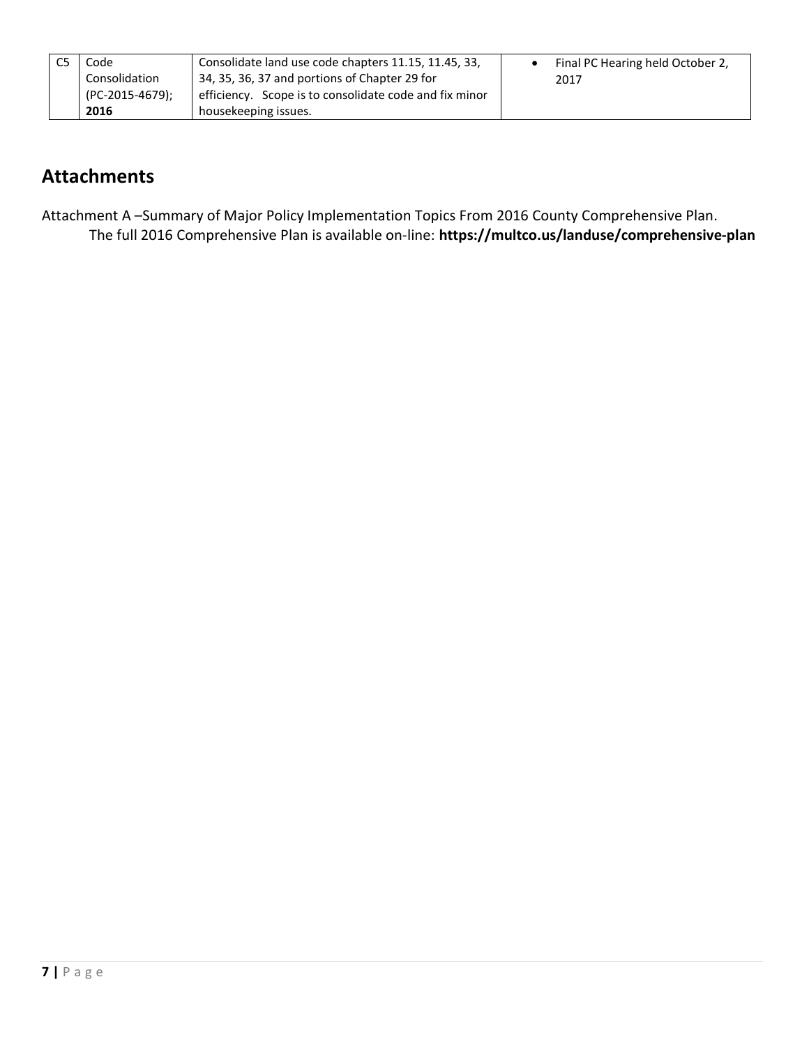| | | | |
|---|---|---|---|
| C5 | Code Consolidation (PC-2015-4679); **2016** | Consolidate land use code chapters 11.15, 11.45, 33, 34, 35, 36, 37 and portions of Chapter 29 for efficiency. Scope is to consolidate code and fix minor housekeeping issues. | • Final PC Hearing held October 2, 2017 |

## Attachments

Attachment A –Summary of Major Policy Implementation Topics From 2016 County Comprehensive Plan.
The full 2016 Comprehensive Plan is available on-line: **https://multco.us/landuse/comprehensive-plan**